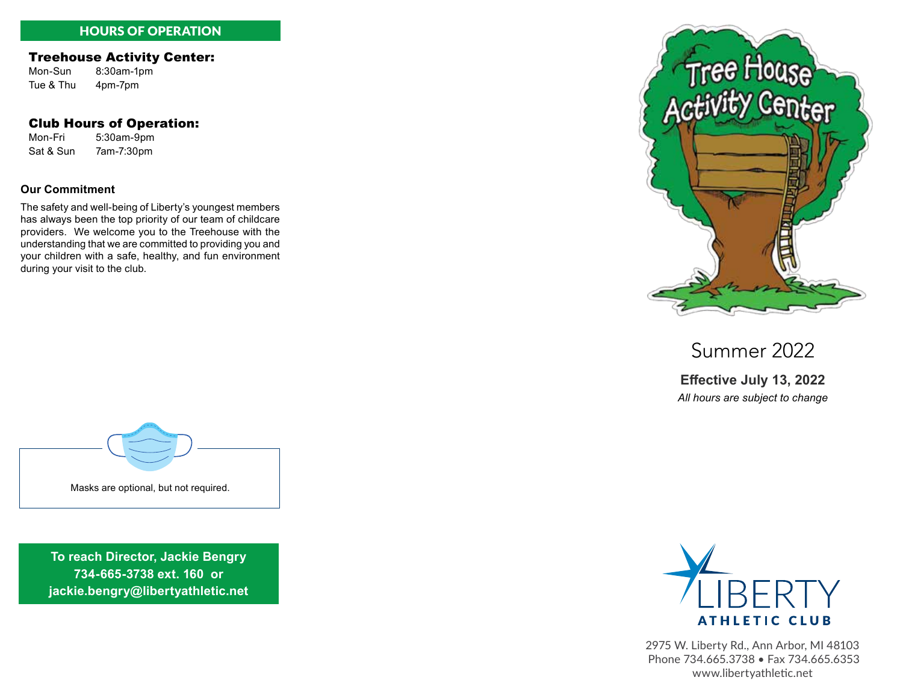## HOURS OF OPERATION

### Treehouse Activity Center:

| | |
|---|---|
| Mon-Sun | 8:30am-1pm |
| Tue & Thu | 4pm-7pm |

### Club Hours of Operation:

| | |
|---|---|
| Mon-Fri | 5:30am-9pm |
| Sat & Sun | 7am-7:30pm |

**Our Commitment**

The safety and well-being of Liberty's youngest members has always been the top priority of our team of childcare providers. We welcome you to the Treehouse with the understanding that we are committed to providing you and your children with a safe, healthy, and fun environment during your visit to the club.

Masks are optional, but not required.

**To reach Director, Jackie Bengry**
**734-665-3738 ext. 160 or**
**jackie.bengry@libertyathletic.net**

# Tree House Activity Center

## Summer 2022

**Effective July 13, 2022**

*All hours are subject to change*

LIBERTY ATHLETIC CLUB

2975 W. Liberty Rd., Ann Arbor, MI 48103
Phone 734.665.3738 • Fax 734.665.6353
www.libertyathletic.net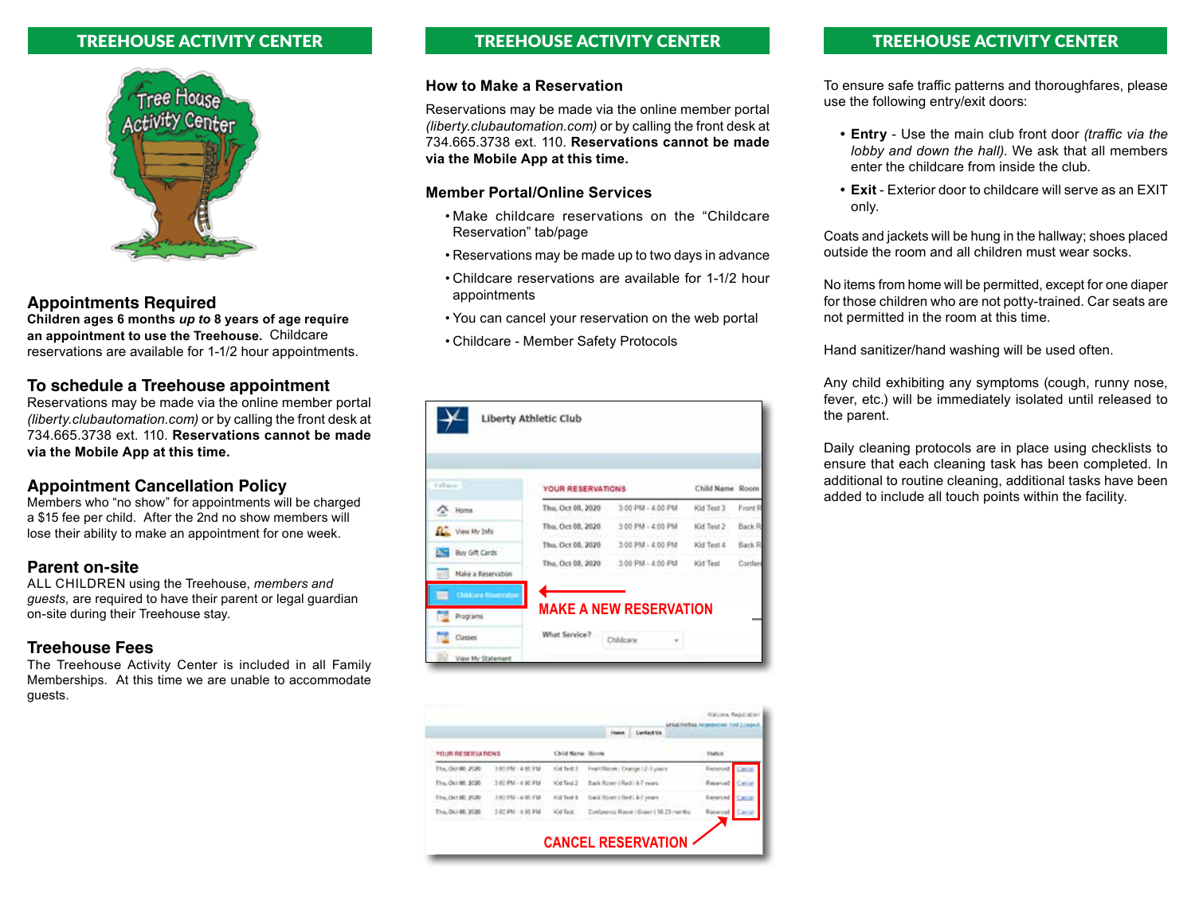## TREEHOUSE ACTIVITY CENTER

Tree House Activity Center

### Appointments Required

**Children ages 6 months *up to* 8 years of age require an appointment to use the Treehouse.** Childcare reservations are available for 1-1/2 hour appointments.

### To schedule a Treehouse appointment

Reservations may be made via the online member portal *(liberty.clubautomation.com)* or by calling the front desk at 734.665.3738 ext. 110. **Reservations cannot be made via the Mobile App at this time.**

### Appointment Cancellation Policy

Members who "no show" for appointments will be charged a $15 fee per child. After the 2nd no show members will lose their ability to make an appointment for one week.

### Parent on-site

ALL CHILDREN using the Treehouse, *members and guests*, are required to have their parent or legal guardian on-site during their Treehouse stay.

### Treehouse Fees

The Treehouse Activity Center is included in all Family Memberships. At this time we are unable to accommodate guests.

## TREEHOUSE ACTIVITY CENTER

### How to Make a Reservation

Reservations may be made via the online member portal *(liberty.clubautomation.com)* or by calling the front desk at 734.665.3738 ext. 110. **Reservations cannot be made via the Mobile App at this time.**

### Member Portal/Online Services

- Make childcare reservations on the "Childcare Reservation" tab/page
- Reservations may be made up to two days in advance
- Childcare reservations are available for 1-1/2 hour appointments
- You can cancel your reservation on the web portal
- Childcare - Member Safety Protocols

MAKE A NEW RESERVATION

CANCEL RESERVATION

## TREEHOUSE ACTIVITY CENTER

To ensure safe traffic patterns and thoroughfares, please use the following entry/exit doors:

- **Entry** - Use the main club front door *(traffic via the lobby and down the hall)*. We ask that all members enter the childcare from inside the club.
- **Exit** - Exterior door to childcare will serve as an EXIT only.

Coats and jackets will be hung in the hallway; shoes placed outside the room and all children must wear socks.

No items from home will be permitted, except for one diaper for those children who are not potty-trained. Car seats are not permitted in the room at this time.

Hand sanitizer/hand washing will be used often.

Any child exhibiting any symptoms (cough, runny nose, fever, etc.) will be immediately isolated until released to the parent.

Daily cleaning protocols are in place using checklists to ensure that each cleaning task has been completed. In additional to routine cleaning, additional tasks have been added to include all touch points within the facility.